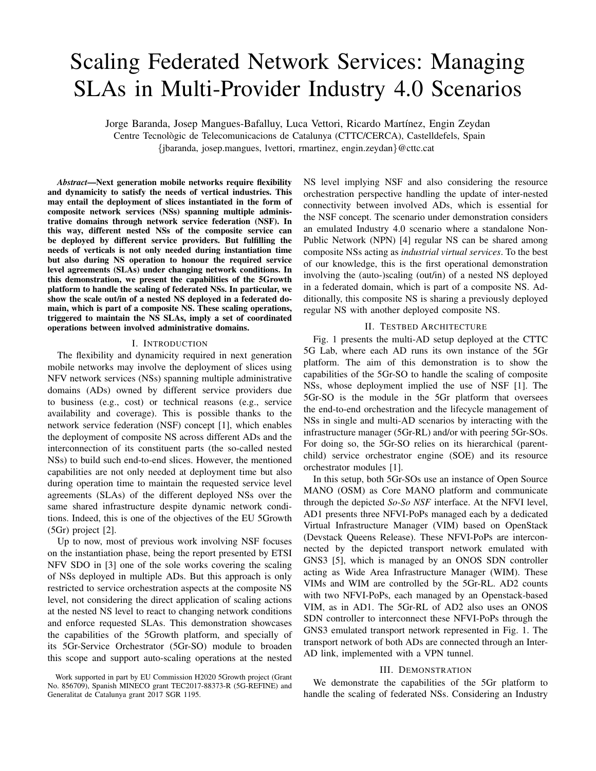# Scaling Federated Network Services: Managing SLAs in Multi-Provider Industry 4.0 Scenarios

Jorge Baranda, Josep Mangues-Bafalluy, Luca Vettori, Ricardo Martínez, Engin Zeydan
Centre Tecnològic de Telecomunicacions de Catalunya (CTTC/CERCA), Castelldefels, Spain
{jbaranda, josep.mangues, lvettori, rmartinez, engin.zeydan}@cttc.cat

***Abstract*—Next generation mobile networks require flexibility and dynamicity to satisfy the needs of vertical industries. This may entail the deployment of slices instantiated in the form of composite network services (NSs) spanning multiple administrative domains through network service federation (NSF). In this way, different nested NSs of the composite service can be deployed by different service providers. But fulfilling the needs of verticals is not only needed during instantiation time but also during NS operation to honour the required service level agreements (SLAs) under changing network conditions. In this demonstration, we present the capabilities of the 5Growth platform to handle the scaling of federated NSs. In particular, we show the scale out/in of a nested NS deployed in a federated domain, which is part of a composite NS. These scaling operations, triggered to maintain the NS SLAs, imply a set of coordinated operations between involved administrative domains.**

## I. Introduction

The flexibility and dynamicity required in next generation mobile networks may involve the deployment of slices using NFV network services (NSs) spanning multiple administrative domains (ADs) owned by different service providers due to business (e.g., cost) or technical reasons (e.g., service availability and coverage). This is possible thanks to the network service federation (NSF) concept [1], which enables the deployment of composite NS across different ADs and the interconnection of its constituent parts (the so-called nested NSs) to build such end-to-end slices. However, the mentioned capabilities are not only needed at deployment time but also during operation time to maintain the requested service level agreements (SLAs) of the different deployed NSs over the same shared infrastructure despite dynamic network conditions. Indeed, this is one of the objectives of the EU 5Growth (5Gr) project [2].

Up to now, most of previous work involving NSF focuses on the instantiation phase, being the report presented by ETSI NFV SDO in [3] one of the sole works covering the scaling of NSs deployed in multiple ADs. But this approach is only restricted to service orchestration aspects at the composite NS level, not considering the direct application of scaling actions at the nested NS level to react to changing network conditions and enforce requested SLAs. This demonstration showcases the capabilities of the 5Growth platform, and specially of its 5Gr-Service Orchestrator (5Gr-SO) module to broaden this scope and support auto-scaling operations at the nested NS level implying NSF and also considering the resource orchestration perspective handling the update of inter-nested connectivity between involved ADs, which is essential for the NSF concept. The scenario under demonstration considers an emulated Industry 4.0 scenario where a standalone Non-Public Network (NPN) [4] regular NS can be shared among composite NSs acting as *industrial virtual services*. To the best of our knowledge, this is the first operational demonstration involving the (auto-)scaling (out/in) of a nested NS deployed in a federated domain, which is part of a composite NS. Additionally, this composite NS is sharing a previously deployed regular NS with another deployed composite NS.

Work supported in part by EU Commission H2020 5Growth project (Grant No. 856709), Spanish MINECO grant TEC2017-88373-R (5G-REFINE) and Generalitat de Catalunya grant 2017 SGR 1195.

## II. Testbed Architecture

Fig. 1 presents the multi-AD setup deployed at the CTTC 5G Lab, where each AD runs its own instance of the 5Gr platform. The aim of this demonstration is to show the capabilities of the 5Gr-SO to handle the scaling of composite NSs, whose deployment implied the use of NSF [1]. The 5Gr-SO is the module in the 5Gr platform that oversees the end-to-end orchestration and the lifecycle management of NSs in single and multi-AD scenarios by interacting with the infrastructure manager (5Gr-RL) and/or with peering 5Gr-SOs. For doing so, the 5Gr-SO relies on its hierarchical (parent-child) service orchestrator engine (SOE) and its resource orchestrator modules [1].

In this setup, both 5Gr-SOs use an instance of Open Source MANO (OSM) as Core MANO platform and communicate through the depicted *So-So NSF* interface. At the NFVI level, AD1 presents three NFVI-PoPs managed each by a dedicated Virtual Infrastructure Manager (VIM) based on OpenStack (Devstack Queens Release). These NFVI-PoPs are interconnected by the depicted transport network emulated with GNS3 [5], which is managed by an ONOS SDN controller acting as Wide Area Infrastructure Manager (WIM). These VIMs and WIM are controlled by the 5Gr-RL. AD2 counts with two NFVI-PoPs, each managed by an Openstack-based VIM, as in AD1. The 5Gr-RL of AD2 also uses an ONOS SDN controller to interconnect these NFVI-PoPs through the GNS3 emulated transport network represented in Fig. 1. The transport network of both ADs are connected through an Inter-AD link, implemented with a VPN tunnel.

## III. Demonstration

We demonstrate the capabilities of the 5Gr platform to handle the scaling of federated NSs. Considering an Industry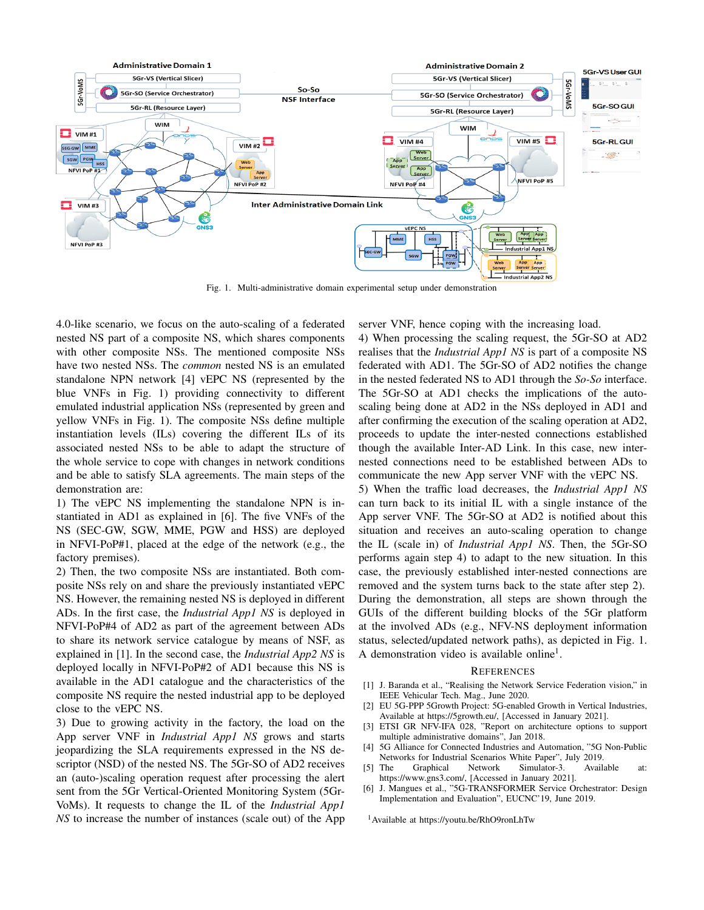Fig. 1. Multi-administrative domain experimental setup under demonstration

4.0-like scenario, we focus on the auto-scaling of a federated nested NS part of a composite NS, which shares components with other composite NSs. The mentioned composite NSs have two nested NSs. The *common* nested NS is an emulated standalone NPN network [4] vEPC NS (represented by the blue VNFs in Fig. 1) providing connectivity to different emulated industrial application NSs (represented by green and yellow VNFs in Fig. 1). The composite NSs define multiple instantiation levels (ILs) covering the different ILs of its associated nested NSs to be able to adapt the structure of the whole service to cope with changes in network conditions and be able to satisfy SLA agreements. The main steps of the demonstration are:

1) The vEPC NS implementing the standalone NPN is instantiated in AD1 as explained in [6]. The five VNFs of the NS (SEC-GW, SGW, MME, PGW and HSS) are deployed in NFVI-PoP#1, placed at the edge of the network (e.g., the factory premises).

2) Then, the two composite NSs are instantiated. Both composite NSs rely on and share the previously instantiated vEPC NS. However, the remaining nested NS is deployed in different ADs. In the first case, the *Industrial App1 NS* is deployed in NFVI-PoP#4 of AD2 as part of the agreement between ADs to share its network service catalogue by means of NSF, as explained in [1]. In the second case, the *Industrial App2 NS* is deployed locally in NFVI-PoP#2 of AD1 because this NS is available in the AD1 catalogue and the characteristics of the composite NS require the nested industrial app to be deployed close to the vEPC NS.

3) Due to growing activity in the factory, the load on the App server VNF in *Industrial App1 NS* grows and starts jeopardizing the SLA requirements expressed in the NS descriptor (NSD) of the nested NS. The 5Gr-SO of AD2 receives an (auto-)scaling operation request after processing the alert sent from the 5Gr Vertical-Oriented Monitoring System (5Gr-VoMs). It requests to change the IL of the *Industrial App1 NS* to increase the number of instances (scale out) of the App server VNF, hence coping with the increasing load.

4) When processing the scaling request, the 5Gr-SO at AD2 realises that the *Industrial App1 NS* is part of a composite NS federated with AD1. The 5Gr-SO of AD2 notifies the change in the nested federated NS to AD1 through the *So-So* interface. The 5Gr-SO at AD1 checks the implications of the auto-scaling being done at AD2 in the NSs deployed in AD1 and after confirming the execution of the scaling operation at AD2, proceeds to update the inter-nested connections established though the available Inter-AD Link. In this case, new inter-nested connections need to be established between ADs to communicate the new App server VNF with the vEPC NS.

5) When the traffic load decreases, the *Industrial App1 NS* can turn back to its initial IL with a single instance of the App server VNF. The 5Gr-SO at AD2 is notified about this situation and receives an auto-scaling operation to change the IL (scale in) of *Industrial App1 NS*. Then, the 5Gr-SO performs again step 4) to adapt to the new situation. In this case, the previously established inter-nested connections are removed and the system turns back to the state after step 2).

During the demonstration, all steps are shown through the GUIs of the different building blocks of the 5Gr platform at the involved ADs (e.g., NFV-NS deployment information status, selected/updated network paths), as depicted in Fig. 1. A demonstration video is available online[1].

## References

[1] J. Baranda et al., "Realising the Network Service Federation vision," in IEEE Vehicular Tech. Mag., June 2020.

[2] EU 5G-PPP 5Growth Project: 5G-enabled Growth in Vertical Industries, Available at https://5growth.eu/, [Accessed in January 2021].

[3] ETSI GR NFV-IFA 028, "Report on architecture options to support multiple administrative domains", Jan 2018.

[4] 5G Alliance for Connected Industries and Automation, "5G Non-Public Networks for Industrial Scenarios White Paper", July 2019.

[5] The Graphical Network Simulator-3. Available at: https://www.gns3.com/, [Accessed in January 2021].

[6] J. Mangues et al., "5G-TRANSFORMER Service Orchestrator: Design Implementation and Evaluation", EUCNC'19, June 2019.

[1] Available at https://youtu.be/RhO9ronLhTw